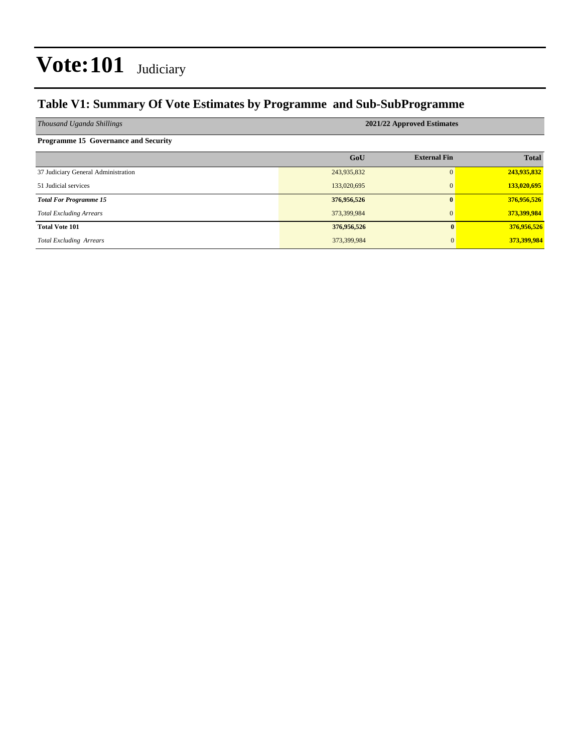# Vote:101 Judiciary

## Table V1: Summary Of Vote Estimates by Programme and Sub-SubProgramme

| *Thousand Uganda Shillings* | 2021/22 Approved Estimates | | |
|---|---|---|---|
| **Programme 15 Governance and Security** | | | |
| | **GoU** | **External Fin** | **Total** |
| 37 Judiciary General Administration | 243,935,832 | 0 | **243,935,832** |
| 51 Judicial services | 133,020,695 | 0 | **133,020,695** |
| ***Total For Programme 15*** | **376,956,526** | **0** | **376,956,526** |
| *Total Excluding Arrears* | 373,399,984 | 0 | **373,399,984** |
| **Total Vote 101** | **376,956,526** | **0** | **376,956,526** |
| *Total Excluding Arrears* | 373,399,984 | 0 | **373,399,984** |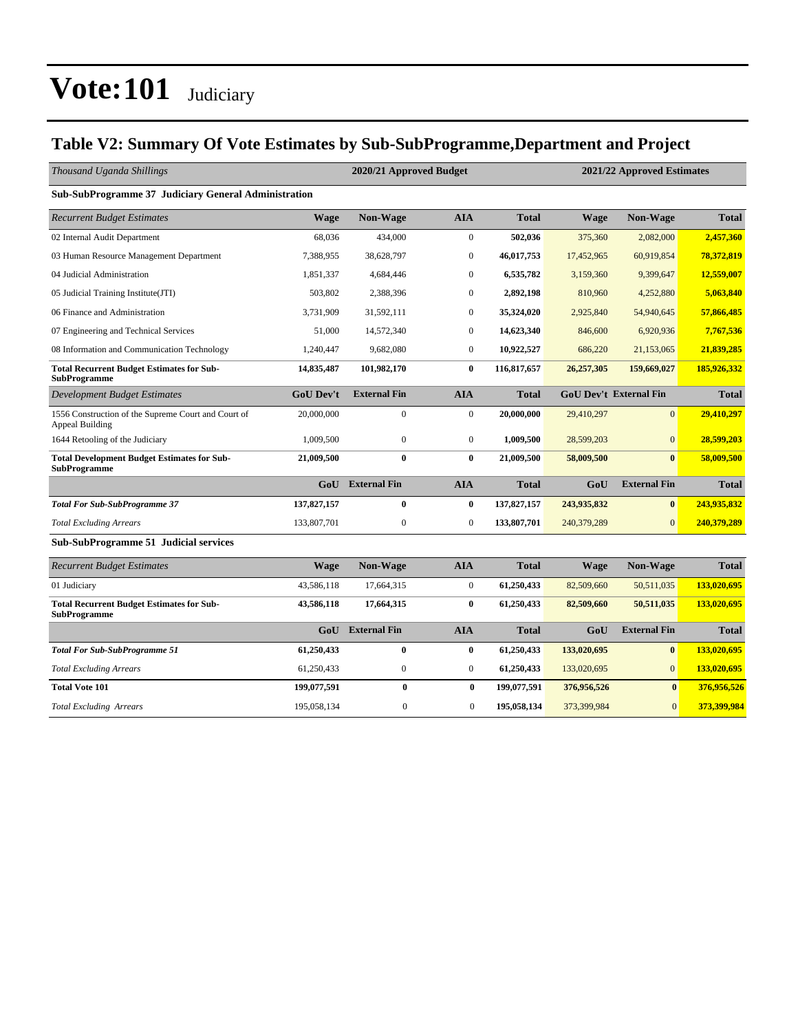# Vote:101 Judiciary

## Table V2: Summary Of Vote Estimates by Sub-SubProgramme,Department and Project

| *Thousand Uganda Shillings* | 2020/21 Approved Budget | | | | 2021/22 Approved Estimates | | |
|---|---|---|---|---|---|---|---|
| **Sub-SubProgramme 37 Judiciary General Administration** | | | | | | | |
| *Recurrent Budget Estimates* | **Wage** | **Non-Wage** | **AIA** | **Total** | **Wage** | **Non-Wage** | **Total** |
| 02 Internal Audit Department | 68,036 | 434,000 | 0 | **502,036** | 375,360 | 2,082,000 | **2,457,360** |
| 03 Human Resource Management Department | 7,388,955 | 38,628,797 | 0 | **46,017,753** | 17,452,965 | 60,919,854 | **78,372,819** |
| 04 Judicial Administration | 1,851,337 | 4,684,446 | 0 | **6,535,782** | 3,159,360 | 9,399,647 | **12,559,007** |
| 05 Judicial Training Institute(JTI) | 503,802 | 2,388,396 | 0 | **2,892,198** | 810,960 | 4,252,880 | **5,063,840** |
| 06 Finance and Administration | 3,731,909 | 31,592,111 | 0 | **35,324,020** | 2,925,840 | 54,940,645 | **57,866,485** |
| 07 Engineering and Technical Services | 51,000 | 14,572,340 | 0 | **14,623,340** | 846,600 | 6,920,936 | **7,767,536** |
| 08 Information and Communication Technology | 1,240,447 | 9,682,080 | 0 | **10,922,527** | 686,220 | 21,153,065 | **21,839,285** |
| **Total Recurrent Budget Estimates for Sub-SubProgramme** | **14,835,487** | **101,982,170** | **0** | **116,817,657** | **26,257,305** | **159,669,027** | **185,926,332** |
| *Development Budget Estimates* | **GoU Dev't** | **External Fin** | **AIA** | **Total** | **GoU Dev't** | **External Fin** | **Total** |
| 1556 Construction of the Supreme Court and Court of Appeal Building | 20,000,000 | 0 | 0 | **20,000,000** | 29,410,297 | 0 | **29,410,297** |
| 1644 Retooling of the Judiciary | 1,009,500 | 0 | 0 | **1,009,500** | 28,599,203 | 0 | **28,599,203** |
| **Total Development Budget Estimates for Sub-SubProgramme** | **21,009,500** | **0** | **0** | **21,009,500** | **58,009,500** | **0** | **58,009,500** |
| | **GoU** | **External Fin** | **AIA** | **Total** | **GoU** | **External Fin** | **Total** |
| ***Total For Sub-SubProgramme 37*** | **137,827,157** | **0** | **0** | **137,827,157** | **243,935,832** | **0** | **243,935,832** |
| *Total Excluding Arrears* | 133,807,701 | 0 | 0 | **133,807,701** | 240,379,289 | 0 | **240,379,289** |
| **Sub-SubProgramme 51 Judicial services** | | | | | | | |
| *Recurrent Budget Estimates* | **Wage** | **Non-Wage** | **AIA** | **Total** | **Wage** | **Non-Wage** | **Total** |
| 01 Judiciary | 43,586,118 | 17,664,315 | 0 | **61,250,433** | 82,509,660 | 50,511,035 | **133,020,695** |
| **Total Recurrent Budget Estimates for Sub-SubProgramme** | **43,586,118** | **17,664,315** | **0** | **61,250,433** | **82,509,660** | **50,511,035** | **133,020,695** |
| | **GoU** | **External Fin** | **AIA** | **Total** | **GoU** | **External Fin** | **Total** |
| ***Total For Sub-SubProgramme 51*** | **61,250,433** | **0** | **0** | **61,250,433** | **133,020,695** | **0** | **133,020,695** |
| *Total Excluding Arrears* | 61,250,433 | 0 | 0 | **61,250,433** | 133,020,695 | 0 | **133,020,695** |
| **Total Vote 101** | **199,077,591** | **0** | **0** | **199,077,591** | **376,956,526** | **0** | **376,956,526** |
| *Total Excluding Arrears* | 195,058,134 | 0 | 0 | **195,058,134** | 373,399,984 | 0 | **373,399,984** |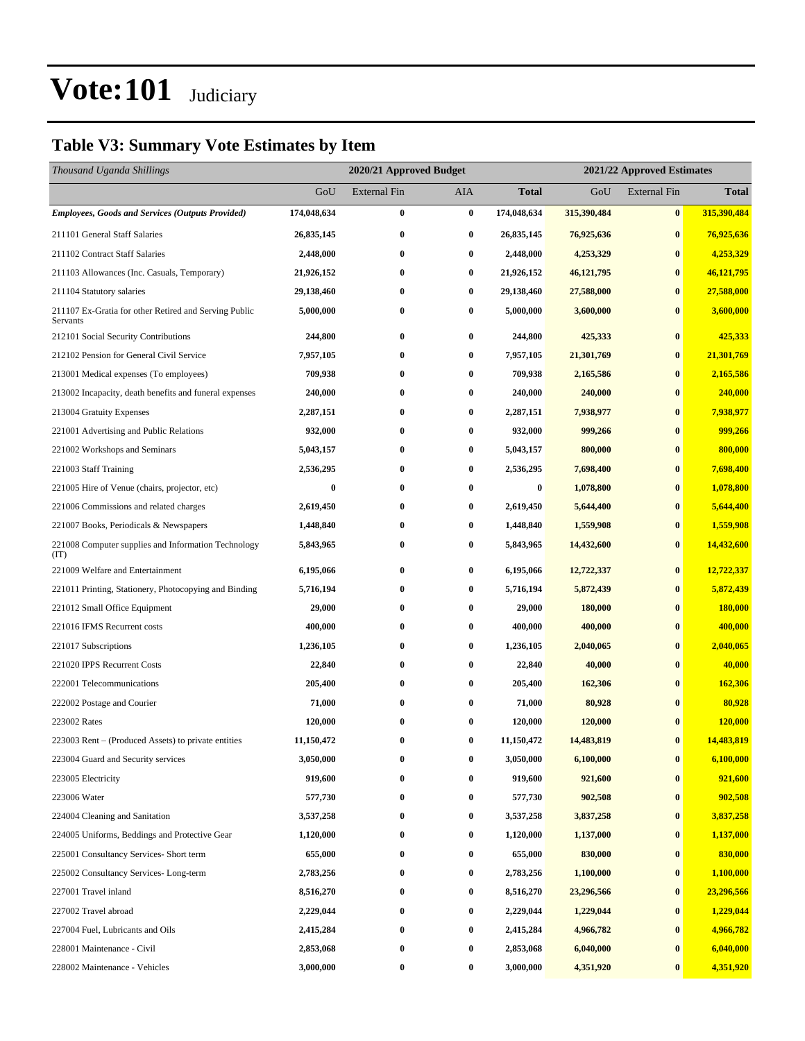# Vote:101 Judiciary

## Table V3: Summary Vote Estimates by Item

| *Thousand Uganda Shillings* | 2020/21 Approved Budget | | | | 2021/22 Approved Estimates | | |
|---|---|---|---|---|---|---|---|
| | GoU | External Fin | AIA | **Total** | GoU | External Fin | **Total** |
| ***Employees, Goods and Services (Outputs Provided)*** | **174,048,634** | **0** | **0** | **174,048,634** | **315,390,484** | **0** | **315,390,484** |
| 211101 General Staff Salaries | **26,835,145** | **0** | **0** | **26,835,145** | **76,925,636** | **0** | **76,925,636** |
| 211102 Contract Staff Salaries | **2,448,000** | **0** | **0** | **2,448,000** | **4,253,329** | **0** | **4,253,329** |
| 211103 Allowances (Inc. Casuals, Temporary) | **21,926,152** | **0** | **0** | **21,926,152** | **46,121,795** | **0** | **46,121,795** |
| 211104 Statutory salaries | **29,138,460** | **0** | **0** | **29,138,460** | **27,588,000** | **0** | **27,588,000** |
| 211107 Ex-Gratia for other Retired and Serving Public Servants | **5,000,000** | **0** | **0** | **5,000,000** | **3,600,000** | **0** | **3,600,000** |
| 212101 Social Security Contributions | **244,800** | **0** | **0** | **244,800** | **425,333** | **0** | **425,333** |
| 212102 Pension for General Civil Service | **7,957,105** | **0** | **0** | **7,957,105** | **21,301,769** | **0** | **21,301,769** |
| 213001 Medical expenses (To employees) | **709,938** | **0** | **0** | **709,938** | **2,165,586** | **0** | **2,165,586** |
| 213002 Incapacity, death benefits and funeral expenses | **240,000** | **0** | **0** | **240,000** | **240,000** | **0** | **240,000** |
| 213004 Gratuity Expenses | **2,287,151** | **0** | **0** | **2,287,151** | **7,938,977** | **0** | **7,938,977** |
| 221001 Advertising and Public Relations | **932,000** | **0** | **0** | **932,000** | **999,266** | **0** | **999,266** |
| 221002 Workshops and Seminars | **5,043,157** | **0** | **0** | **5,043,157** | **800,000** | **0** | **800,000** |
| 221003 Staff Training | **2,536,295** | **0** | **0** | **2,536,295** | **7,698,400** | **0** | **7,698,400** |
| 221005 Hire of Venue (chairs, projector, etc) | **0** | **0** | **0** | **0** | **1,078,800** | **0** | **1,078,800** |
| 221006 Commissions and related charges | **2,619,450** | **0** | **0** | **2,619,450** | **5,644,400** | **0** | **5,644,400** |
| 221007 Books, Periodicals & Newspapers | **1,448,840** | **0** | **0** | **1,448,840** | **1,559,908** | **0** | **1,559,908** |
| 221008 Computer supplies and Information Technology (IT) | **5,843,965** | **0** | **0** | **5,843,965** | **14,432,600** | **0** | **14,432,600** |
| 221009 Welfare and Entertainment | **6,195,066** | **0** | **0** | **6,195,066** | **12,722,337** | **0** | **12,722,337** |
| 221011 Printing, Stationery, Photocopying and Binding | **5,716,194** | **0** | **0** | **5,716,194** | **5,872,439** | **0** | **5,872,439** |
| 221012 Small Office Equipment | **29,000** | **0** | **0** | **29,000** | **180,000** | **0** | **180,000** |
| 221016 IFMS Recurrent costs | **400,000** | **0** | **0** | **400,000** | **400,000** | **0** | **400,000** |
| 221017 Subscriptions | **1,236,105** | **0** | **0** | **1,236,105** | **2,040,065** | **0** | **2,040,065** |
| 221020 IPPS Recurrent Costs | **22,840** | **0** | **0** | **22,840** | **40,000** | **0** | **40,000** |
| 222001 Telecommunications | **205,400** | **0** | **0** | **205,400** | **162,306** | **0** | **162,306** |
| 222002 Postage and Courier | **71,000** | **0** | **0** | **71,000** | **80,928** | **0** | **80,928** |
| 223002 Rates | **120,000** | **0** | **0** | **120,000** | **120,000** | **0** | **120,000** |
| 223003 Rent – (Produced Assets) to private entities | **11,150,472** | **0** | **0** | **11,150,472** | **14,483,819** | **0** | **14,483,819** |
| 223004 Guard and Security services | **3,050,000** | **0** | **0** | **3,050,000** | **6,100,000** | **0** | **6,100,000** |
| 223005 Electricity | **919,600** | **0** | **0** | **919,600** | **921,600** | **0** | **921,600** |
| 223006 Water | **577,730** | **0** | **0** | **577,730** | **902,508** | **0** | **902,508** |
| 224004 Cleaning and Sanitation | **3,537,258** | **0** | **0** | **3,537,258** | **3,837,258** | **0** | **3,837,258** |
| 224005 Uniforms, Beddings and Protective Gear | **1,120,000** | **0** | **0** | **1,120,000** | **1,137,000** | **0** | **1,137,000** |
| 225001 Consultancy Services- Short term | **655,000** | **0** | **0** | **655,000** | **830,000** | **0** | **830,000** |
| 225002 Consultancy Services- Long-term | **2,783,256** | **0** | **0** | **2,783,256** | **1,100,000** | **0** | **1,100,000** |
| 227001 Travel inland | **8,516,270** | **0** | **0** | **8,516,270** | **23,296,566** | **0** | **23,296,566** |
| 227002 Travel abroad | **2,229,044** | **0** | **0** | **2,229,044** | **1,229,044** | **0** | **1,229,044** |
| 227004 Fuel, Lubricants and Oils | **2,415,284** | **0** | **0** | **2,415,284** | **4,966,782** | **0** | **4,966,782** |
| 228001 Maintenance - Civil | **2,853,068** | **0** | **0** | **2,853,068** | **6,040,000** | **0** | **6,040,000** |
| 228002 Maintenance - Vehicles | **3,000,000** | **0** | **0** | **3,000,000** | **4,351,920** | **0** | **4,351,920** |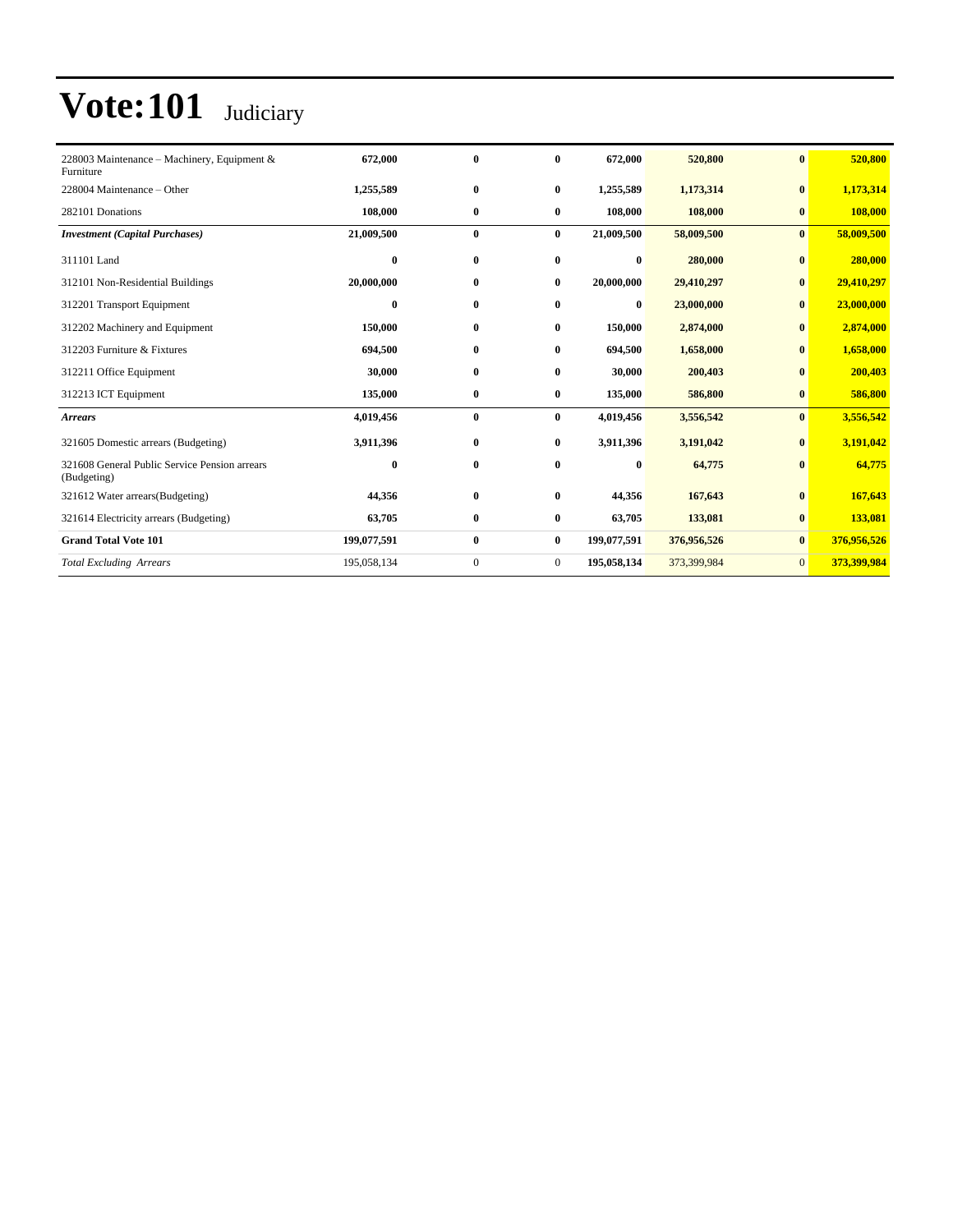# Vote:101 Judiciary

| | | | | | | | |
|---|---|---|---|---|---|---|---|
| 228003 Maintenance – Machinery, Equipment & Furniture | **672,000** | **0** | **0** | **672,000** | **520,800** | **0** | **520,800** |
| 228004 Maintenance – Other | **1,255,589** | **0** | **0** | **1,255,589** | **1,173,314** | **0** | **1,173,314** |
| 282101 Donations | **108,000** | **0** | **0** | **108,000** | **108,000** | **0** | **108,000** |
| ***Investment (Capital Purchases)*** | **21,009,500** | **0** | **0** | **21,009,500** | **58,009,500** | **0** | **58,009,500** |
| 311101 Land | **0** | **0** | **0** | **0** | **280,000** | **0** | **280,000** |
| 312101 Non-Residential Buildings | **20,000,000** | **0** | **0** | **20,000,000** | **29,410,297** | **0** | **29,410,297** |
| 312201 Transport Equipment | **0** | **0** | **0** | **0** | **23,000,000** | **0** | **23,000,000** |
| 312202 Machinery and Equipment | **150,000** | **0** | **0** | **150,000** | **2,874,000** | **0** | **2,874,000** |
| 312203 Furniture & Fixtures | **694,500** | **0** | **0** | **694,500** | **1,658,000** | **0** | **1,658,000** |
| 312211 Office Equipment | **30,000** | **0** | **0** | **30,000** | **200,403** | **0** | **200,403** |
| 312213 ICT Equipment | **135,000** | **0** | **0** | **135,000** | **586,800** | **0** | **586,800** |
| ***Arrears*** | **4,019,456** | **0** | **0** | **4,019,456** | **3,556,542** | **0** | **3,556,542** |
| 321605 Domestic arrears (Budgeting) | **3,911,396** | **0** | **0** | **3,911,396** | **3,191,042** | **0** | **3,191,042** |
| 321608 General Public Service Pension arrears (Budgeting) | **0** | **0** | **0** | **0** | **64,775** | **0** | **64,775** |
| 321612 Water arrears(Budgeting) | **44,356** | **0** | **0** | **44,356** | **167,643** | **0** | **167,643** |
| 321614 Electricity arrears (Budgeting) | **63,705** | **0** | **0** | **63,705** | **133,081** | **0** | **133,081** |
| **Grand Total Vote 101** | **199,077,591** | **0** | **0** | **199,077,591** | **376,956,526** | **0** | **376,956,526** |
| *Total Excluding Arrears* | 195,058,134 | 0 | 0 | **195,058,134** | 373,399,984 | 0 | **373,399,984** |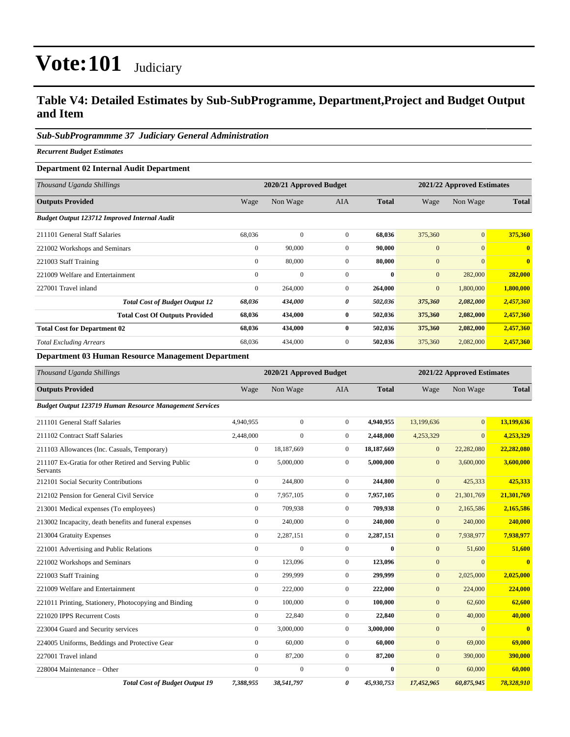# Vote:101 Judiciary

## Table V4: Detailed Estimates by Sub-SubProgramme, Department,Project and Budget Output and Item

### *Sub-SubProgrammme 37 Judiciary General Administration*

***Recurrent Budget Estimates***

**Department 02 Internal Audit Department**

| *Thousand Uganda Shillings* | 2020/21 Approved Budget | | | | 2021/22 Approved Estimates | | |
|---|---|---|---|---|---|---|---|
| **Outputs Provided** | Wage | Non Wage | AIA | **Total** | Wage | Non Wage | **Total** |
| ***Budget Output 123712 Improved Internal Audit*** | | | | | | | |
| 211101 General Staff Salaries | 68,036 | 0 | 0 | **68,036** | 375,360 | 0 | **375,360** |
| 221002 Workshops and Seminars | 0 | 90,000 | 0 | **90,000** | 0 | 0 | **0** |
| 221003 Staff Training | 0 | 80,000 | 0 | **80,000** | 0 | 0 | **0** |
| 221009 Welfare and Entertainment | 0 | 0 | 0 | **0** | 0 | 282,000 | **282,000** |
| 227001 Travel inland | 0 | 264,000 | 0 | **264,000** | 0 | 1,800,000 | **1,800,000** |
| ***Total Cost of Budget Output 12*** | ***68,036*** | ***434,000*** | ***0*** | ***502,036*** | ***375,360*** | ***2,082,000*** | ***2,457,360*** |
| **Total Cost Of Outputs Provided** | **68,036** | **434,000** | **0** | **502,036** | **375,360** | **2,082,000** | **2,457,360** |
| **Total Cost for Department 02** | **68,036** | **434,000** | **0** | **502,036** | **375,360** | **2,082,000** | **2,457,360** |
| *Total Excluding Arrears* | 68,036 | 434,000 | 0 | **502,036** | 375,360 | 2,082,000 | **2,457,360** |

**Department 03 Human Resource Management Department**

| *Thousand Uganda Shillings* | 2020/21 Approved Budget | | | | 2021/22 Approved Estimates | | |
|---|---|---|---|---|---|---|---|
| **Outputs Provided** | Wage | Non Wage | AIA | **Total** | Wage | Non Wage | **Total** |
| ***Budget Output 123719 Human Resource Management Services*** | | | | | | | |
| 211101 General Staff Salaries | 4,940,955 | 0 | 0 | **4,940,955** | 13,199,636 | 0 | **13,199,636** |
| 211102 Contract Staff Salaries | 2,448,000 | 0 | 0 | **2,448,000** | 4,253,329 | 0 | **4,253,329** |
| 211103 Allowances (Inc. Casuals, Temporary) | 0 | 18,187,669 | 0 | **18,187,669** | 0 | 22,282,080 | **22,282,080** |
| 211107 Ex-Gratia for other Retired and Serving Public Servants | 0 | 5,000,000 | 0 | **5,000,000** | 0 | 3,600,000 | **3,600,000** |
| 212101 Social Security Contributions | 0 | 244,800 | 0 | **244,800** | 0 | 425,333 | **425,333** |
| 212102 Pension for General Civil Service | 0 | 7,957,105 | 0 | **7,957,105** | 0 | 21,301,769 | **21,301,769** |
| 213001 Medical expenses (To employees) | 0 | 709,938 | 0 | **709,938** | 0 | 2,165,586 | **2,165,586** |
| 213002 Incapacity, death benefits and funeral expenses | 0 | 240,000 | 0 | **240,000** | 0 | 240,000 | **240,000** |
| 213004 Gratuity Expenses | 0 | 2,287,151 | 0 | **2,287,151** | 0 | 7,938,977 | **7,938,977** |
| 221001 Advertising and Public Relations | 0 | 0 | 0 | **0** | 0 | 51,600 | **51,600** |
| 221002 Workshops and Seminars | 0 | 123,096 | 0 | **123,096** | 0 | 0 | **0** |
| 221003 Staff Training | 0 | 299,999 | 0 | **299,999** | 0 | 2,025,000 | **2,025,000** |
| 221009 Welfare and Entertainment | 0 | 222,000 | 0 | **222,000** | 0 | 224,000 | **224,000** |
| 221011 Printing, Stationery, Photocopying and Binding | 0 | 100,000 | 0 | **100,000** | 0 | 62,600 | **62,600** |
| 221020 IPPS Recurrent Costs | 0 | 22,840 | 0 | **22,840** | 0 | 40,000 | **40,000** |
| 223004 Guard and Security services | 0 | 3,000,000 | 0 | **3,000,000** | 0 | 0 | **0** |
| 224005 Uniforms, Beddings and Protective Gear | 0 | 60,000 | 0 | **60,000** | 0 | 69,000 | **69,000** |
| 227001 Travel inland | 0 | 87,200 | 0 | **87,200** | 0 | 390,000 | **390,000** |
| 228004 Maintenance – Other | 0 | 0 | 0 | **0** | 0 | 60,000 | **60,000** |
| ***Total Cost of Budget Output 19*** | ***7,388,955*** | ***38,541,797*** | ***0*** | ***45,930,753*** | ***17,452,965*** | ***60,875,945*** | ***78,328,910*** |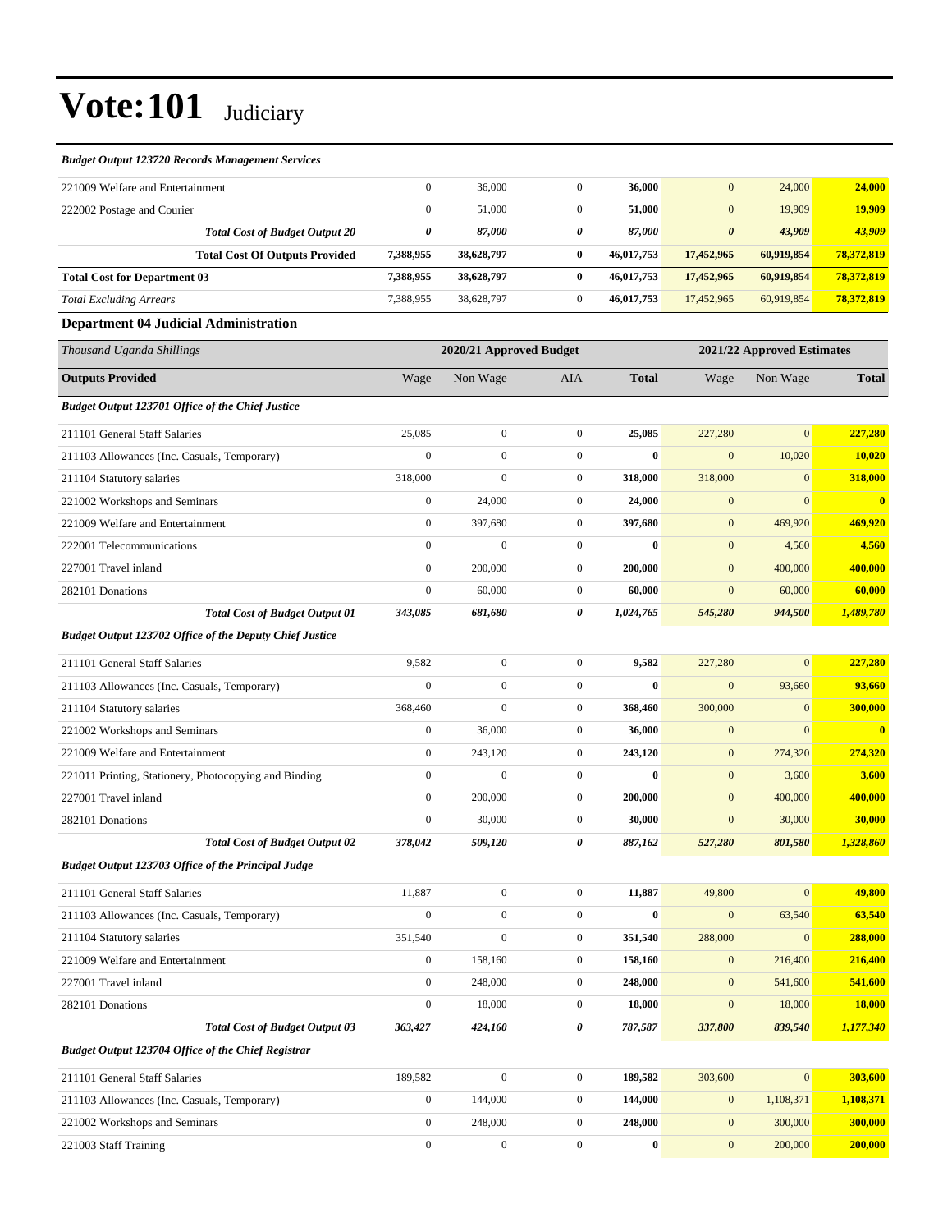# Vote:101 Judiciary

*Budget Output 123720 Records Management Services*

| | | | | | | | |
|---|---|---|---|---|---|---|---|
| 221009 Welfare and Entertainment | 0 | 36,000 | 0 | **36,000** | 0 | 24,000 | **24,000** |
| 222002 Postage and Courier | 0 | 51,000 | 0 | **51,000** | 0 | 19,909 | **19,909** |
| ***Total Cost of Budget Output 20*** | ***0*** | ***87,000*** | ***0*** | ***87,000*** | ***0*** | ***43,909*** | ***43,909*** |
| **Total Cost Of Outputs Provided** | **7,388,955** | **38,628,797** | **0** | **46,017,753** | **17,452,965** | **60,919,854** | **78,372,819** |
| **Total Cost for Department 03** | **7,388,955** | **38,628,797** | **0** | **46,017,753** | **17,452,965** | **60,919,854** | **78,372,819** |
| *Total Excluding Arrears* | 7,388,955 | 38,628,797 | 0 | **46,017,753** | 17,452,965 | 60,919,854 | **78,372,819** |

### Department 04 Judicial Administration

| *Thousand Uganda Shillings* | 2020/21 Approved Budget | | | | 2021/22 Approved Estimates | | |
|---|---|---|---|---|---|---|---|
| **Outputs Provided** | Wage | Non Wage | AIA | **Total** | Wage | Non Wage | **Total** |
| ***Budget Output 123701 Office of the Chief Justice*** | | | | | | | |
| 211101 General Staff Salaries | 25,085 | 0 | 0 | **25,085** | 227,280 | 0 | **227,280** |
| 211103 Allowances (Inc. Casuals, Temporary) | 0 | 0 | 0 | **0** | 0 | 10,020 | **10,020** |
| 211104 Statutory salaries | 318,000 | 0 | 0 | **318,000** | 318,000 | 0 | **318,000** |
| 221002 Workshops and Seminars | 0 | 24,000 | 0 | **24,000** | 0 | 0 | **0** |
| 221009 Welfare and Entertainment | 0 | 397,680 | 0 | **397,680** | 0 | 469,920 | **469,920** |
| 222001 Telecommunications | 0 | 0 | 0 | **0** | 0 | 4,560 | **4,560** |
| 227001 Travel inland | 0 | 200,000 | 0 | **200,000** | 0 | 400,000 | **400,000** |
| 282101 Donations | 0 | 60,000 | 0 | **60,000** | 0 | 60,000 | **60,000** |
| ***Total Cost of Budget Output 01*** | ***343,085*** | ***681,680*** | ***0*** | ***1,024,765*** | ***545,280*** | ***944,500*** | ***1,489,780*** |
| ***Budget Output 123702 Office of the Deputy Chief Justice*** | | | | | | | |
| 211101 General Staff Salaries | 9,582 | 0 | 0 | **9,582** | 227,280 | 0 | **227,280** |
| 211103 Allowances (Inc. Casuals, Temporary) | 0 | 0 | 0 | **0** | 0 | 93,660 | **93,660** |
| 211104 Statutory salaries | 368,460 | 0 | 0 | **368,460** | 300,000 | 0 | **300,000** |
| 221002 Workshops and Seminars | 0 | 36,000 | 0 | **36,000** | 0 | 0 | **0** |
| 221009 Welfare and Entertainment | 0 | 243,120 | 0 | **243,120** | 0 | 274,320 | **274,320** |
| 221011 Printing, Stationery, Photocopying and Binding | 0 | 0 | 0 | **0** | 0 | 3,600 | **3,600** |
| 227001 Travel inland | 0 | 200,000 | 0 | **200,000** | 0 | 400,000 | **400,000** |
| 282101 Donations | 0 | 30,000 | 0 | **30,000** | 0 | 30,000 | **30,000** |
| ***Total Cost of Budget Output 02*** | ***378,042*** | ***509,120*** | ***0*** | ***887,162*** | ***527,280*** | ***801,580*** | ***1,328,860*** |
| ***Budget Output 123703 Office of the Principal Judge*** | | | | | | | |
| 211101 General Staff Salaries | 11,887 | 0 | 0 | **11,887** | 49,800 | 0 | **49,800** |
| 211103 Allowances (Inc. Casuals, Temporary) | 0 | 0 | 0 | **0** | 0 | 63,540 | **63,540** |
| 211104 Statutory salaries | 351,540 | 0 | 0 | **351,540** | 288,000 | 0 | **288,000** |
| 221009 Welfare and Entertainment | 0 | 158,160 | 0 | **158,160** | 0 | 216,400 | **216,400** |
| 227001 Travel inland | 0 | 248,000 | 0 | **248,000** | 0 | 541,600 | **541,600** |
| 282101 Donations | 0 | 18,000 | 0 | **18,000** | 0 | 18,000 | **18,000** |
| ***Total Cost of Budget Output 03*** | ***363,427*** | ***424,160*** | ***0*** | ***787,587*** | ***337,800*** | ***839,540*** | ***1,177,340*** |
| ***Budget Output 123704 Office of the Chief Registrar*** | | | | | | | |
| 211101 General Staff Salaries | 189,582 | 0 | 0 | **189,582** | 303,600 | 0 | **303,600** |
| 211103 Allowances (Inc. Casuals, Temporary) | 0 | 144,000 | 0 | **144,000** | 0 | 1,108,371 | **1,108,371** |
| 221002 Workshops and Seminars | 0 | 248,000 | 0 | **248,000** | 0 | 300,000 | **300,000** |
| 221003 Staff Training | 0 | 0 | 0 | **0** | 0 | 200,000 | **200,000** |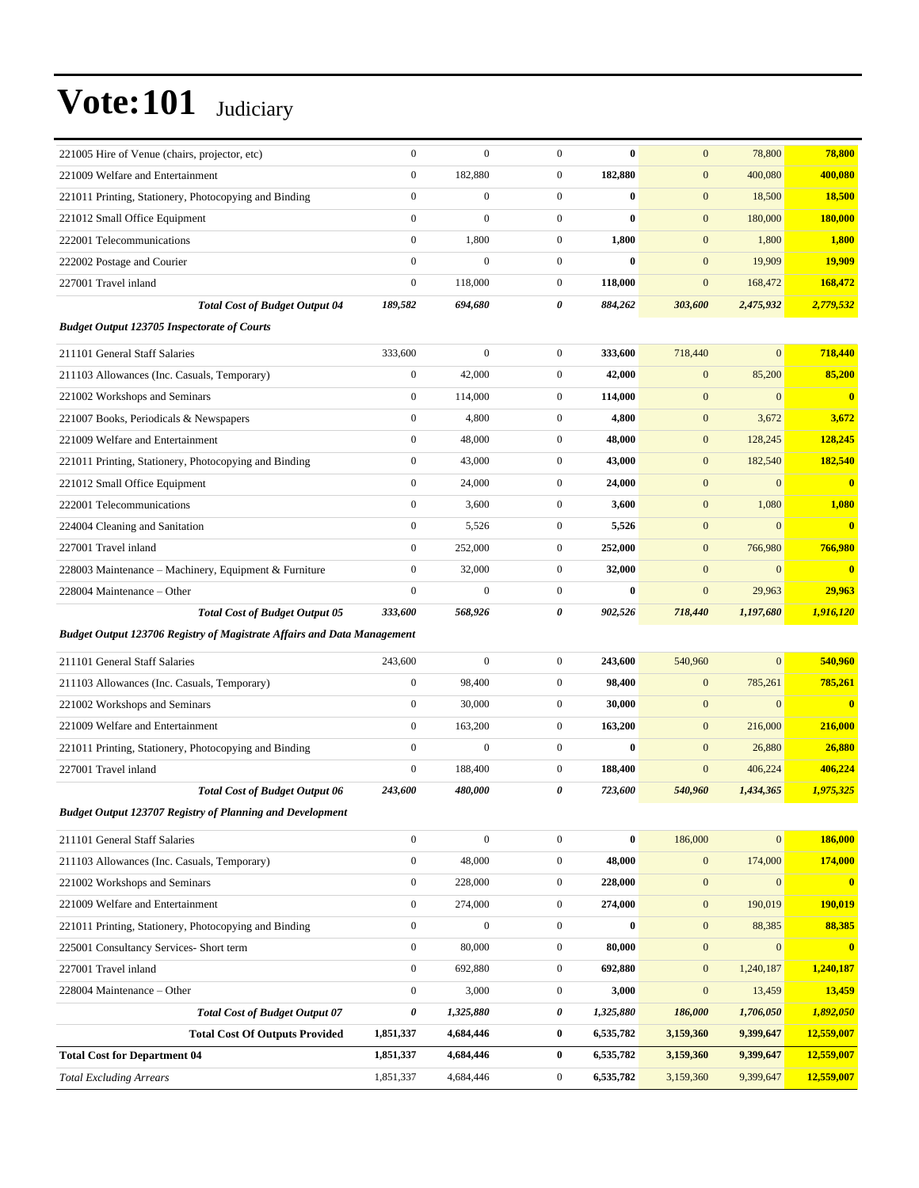# Vote:101 Judiciary

| | | | | | | | |
|---|---|---|---|---|---|---|---|
| 221005 Hire of Venue (chairs, projector, etc) | 0 | 0 | 0 | **0** | 0 | 78,800 | **78,800** |
| 221009 Welfare and Entertainment | 0 | 182,880 | 0 | **182,880** | 0 | 400,080 | **400,080** |
| 221011 Printing, Stationery, Photocopying and Binding | 0 | 0 | 0 | **0** | 0 | 18,500 | **18,500** |
| 221012 Small Office Equipment | 0 | 0 | 0 | **0** | 0 | 180,000 | **180,000** |
| 222001 Telecommunications | 0 | 1,800 | 0 | **1,800** | 0 | 1,800 | **1,800** |
| 222002 Postage and Courier | 0 | 0 | 0 | **0** | 0 | 19,909 | **19,909** |
| 227001 Travel inland | 0 | 118,000 | 0 | **118,000** | 0 | 168,472 | **168,472** |
| ***Total Cost of Budget Output 04*** | ***189,582*** | ***694,680*** | ***0*** | ***884,262*** | ***303,600*** | ***2,475,932*** | ***2,779,532*** |
| ***Budget Output 123705 Inspectorate of Courts*** | | | | | | | |
| 211101 General Staff Salaries | 333,600 | 0 | 0 | **333,600** | 718,440 | 0 | **718,440** |
| 211103 Allowances (Inc. Casuals, Temporary) | 0 | 42,000 | 0 | **42,000** | 0 | 85,200 | **85,200** |
| 221002 Workshops and Seminars | 0 | 114,000 | 0 | **114,000** | 0 | 0 | **0** |
| 221007 Books, Periodicals & Newspapers | 0 | 4,800 | 0 | **4,800** | 0 | 3,672 | **3,672** |
| 221009 Welfare and Entertainment | 0 | 48,000 | 0 | **48,000** | 0 | 128,245 | **128,245** |
| 221011 Printing, Stationery, Photocopying and Binding | 0 | 43,000 | 0 | **43,000** | 0 | 182,540 | **182,540** |
| 221012 Small Office Equipment | 0 | 24,000 | 0 | **24,000** | 0 | 0 | **0** |
| 222001 Telecommunications | 0 | 3,600 | 0 | **3,600** | 0 | 1,080 | **1,080** |
| 224004 Cleaning and Sanitation | 0 | 5,526 | 0 | **5,526** | 0 | 0 | **0** |
| 227001 Travel inland | 0 | 252,000 | 0 | **252,000** | 0 | 766,980 | **766,980** |
| 228003 Maintenance – Machinery, Equipment & Furniture | 0 | 32,000 | 0 | **32,000** | 0 | 0 | **0** |
| 228004 Maintenance – Other | 0 | 0 | 0 | **0** | 0 | 29,963 | **29,963** |
| ***Total Cost of Budget Output 05*** | ***333,600*** | ***568,926*** | ***0*** | ***902,526*** | ***718,440*** | ***1,197,680*** | ***1,916,120*** |
| ***Budget Output 123706 Registry of Magistrate Affairs and Data Management*** | | | | | | | |
| 211101 General Staff Salaries | 243,600 | 0 | 0 | **243,600** | 540,960 | 0 | **540,960** |
| 211103 Allowances (Inc. Casuals, Temporary) | 0 | 98,400 | 0 | **98,400** | 0 | 785,261 | **785,261** |
| 221002 Workshops and Seminars | 0 | 30,000 | 0 | **30,000** | 0 | 0 | **0** |
| 221009 Welfare and Entertainment | 0 | 163,200 | 0 | **163,200** | 0 | 216,000 | **216,000** |
| 221011 Printing, Stationery, Photocopying and Binding | 0 | 0 | 0 | **0** | 0 | 26,880 | **26,880** |
| 227001 Travel inland | 0 | 188,400 | 0 | **188,400** | 0 | 406,224 | **406,224** |
| ***Total Cost of Budget Output 06*** | ***243,600*** | ***480,000*** | ***0*** | ***723,600*** | ***540,960*** | ***1,434,365*** | ***1,975,325*** |
| ***Budget Output 123707 Registry of Planning and Development*** | | | | | | | |
| 211101 General Staff Salaries | 0 | 0 | 0 | **0** | 186,000 | 0 | **186,000** |
| 211103 Allowances (Inc. Casuals, Temporary) | 0 | 48,000 | 0 | **48,000** | 0 | 174,000 | **174,000** |
| 221002 Workshops and Seminars | 0 | 228,000 | 0 | **228,000** | 0 | 0 | **0** |
| 221009 Welfare and Entertainment | 0 | 274,000 | 0 | **274,000** | 0 | 190,019 | **190,019** |
| 221011 Printing, Stationery, Photocopying and Binding | 0 | 0 | 0 | **0** | 0 | 88,385 | **88,385** |
| 225001 Consultancy Services- Short term | 0 | 80,000 | 0 | **80,000** | 0 | 0 | **0** |
| 227001 Travel inland | 0 | 692,880 | 0 | **692,880** | 0 | 1,240,187 | **1,240,187** |
| 228004 Maintenance – Other | 0 | 3,000 | 0 | **3,000** | 0 | 13,459 | **13,459** |
| ***Total Cost of Budget Output 07*** | ***0*** | ***1,325,880*** | ***0*** | ***1,325,880*** | ***186,000*** | ***1,706,050*** | ***1,892,050*** |
| **Total Cost Of Outputs Provided** | **1,851,337** | **4,684,446** | **0** | **6,535,782** | **3,159,360** | **9,399,647** | **12,559,007** |
| **Total Cost for Department 04** | **1,851,337** | **4,684,446** | **0** | **6,535,782** | **3,159,360** | **9,399,647** | **12,559,007** |
| *Total Excluding Arrears* | 1,851,337 | 4,684,446 | 0 | **6,535,782** | 3,159,360 | 9,399,647 | **12,559,007** |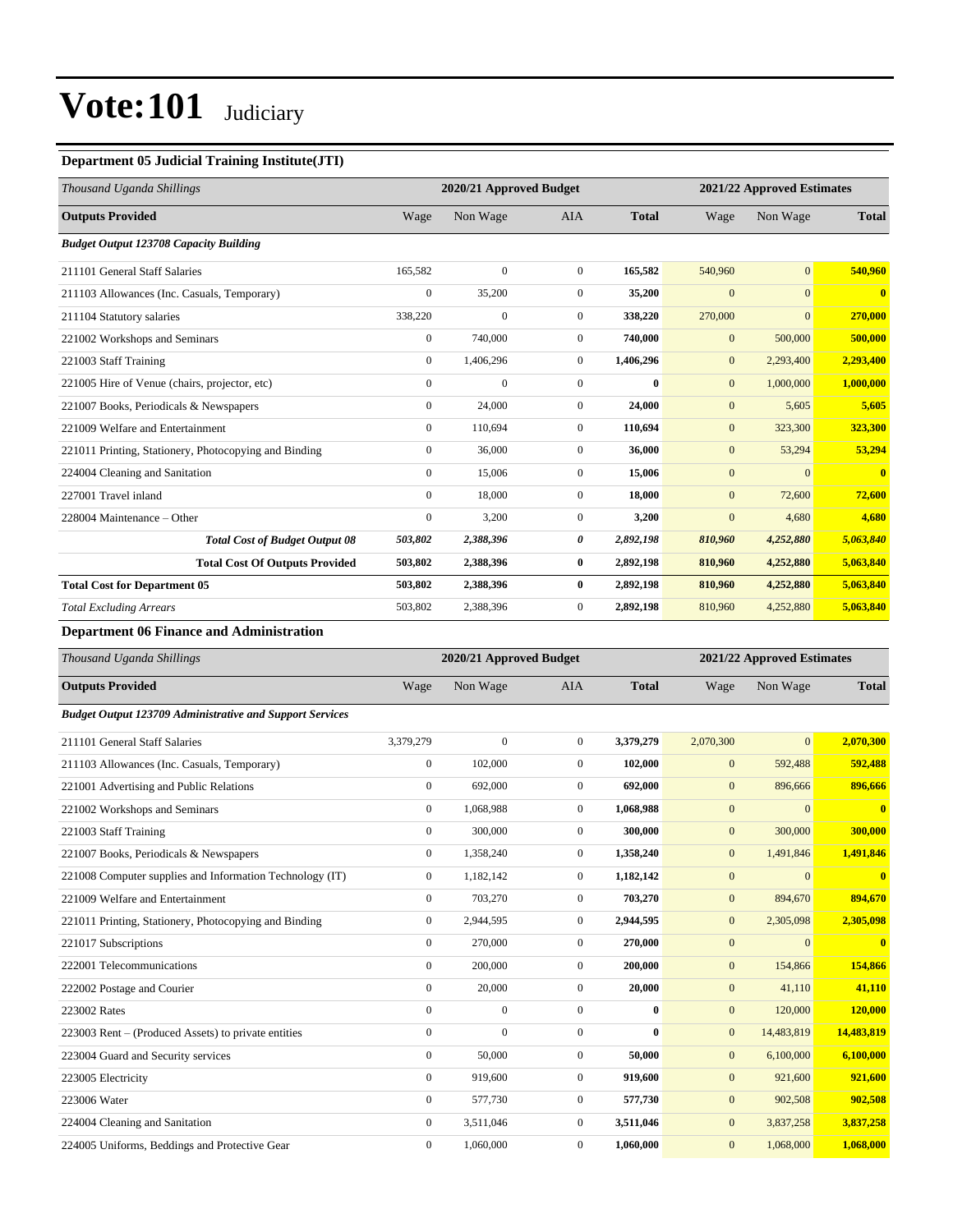# Vote:101 Judiciary

### Department 05 Judicial Training Institute(JTI)

| *Thousand Uganda Shillings* | 2020/21 Approved Budget | | | | 2021/22 Approved Estimates | | |
|---|---|---|---|---|---|---|---|
| **Outputs Provided** | Wage | Non Wage | AIA | **Total** | Wage | Non Wage | **Total** |
| ***Budget Output 123708 Capacity Building*** | | | | | | | |
| 211101 General Staff Salaries | 165,582 | 0 | 0 | **165,582** | 540,960 | 0 | **540,960** |
| 211103 Allowances (Inc. Casuals, Temporary) | 0 | 35,200 | 0 | **35,200** | 0 | 0 | **0** |
| 211104 Statutory salaries | 338,220 | 0 | 0 | **338,220** | 270,000 | 0 | **270,000** |
| 221002 Workshops and Seminars | 0 | 740,000 | 0 | **740,000** | 0 | 500,000 | **500,000** |
| 221003 Staff Training | 0 | 1,406,296 | 0 | **1,406,296** | 0 | 2,293,400 | **2,293,400** |
| 221005 Hire of Venue (chairs, projector, etc) | 0 | 0 | 0 | **0** | 0 | 1,000,000 | **1,000,000** |
| 221007 Books, Periodicals & Newspapers | 0 | 24,000 | 0 | **24,000** | 0 | 5,605 | **5,605** |
| 221009 Welfare and Entertainment | 0 | 110,694 | 0 | **110,694** | 0 | 323,300 | **323,300** |
| 221011 Printing, Stationery, Photocopying and Binding | 0 | 36,000 | 0 | **36,000** | 0 | 53,294 | **53,294** |
| 224004 Cleaning and Sanitation | 0 | 15,006 | 0 | **15,006** | 0 | 0 | **0** |
| 227001 Travel inland | 0 | 18,000 | 0 | **18,000** | 0 | 72,600 | **72,600** |
| 228004 Maintenance – Other | 0 | 3,200 | 0 | **3,200** | 0 | 4,680 | **4,680** |
| ***Total Cost of Budget Output 08*** | ***503,802*** | ***2,388,396*** | ***0*** | ***2,892,198*** | ***810,960*** | ***4,252,880*** | ***5,063,840*** |
| **Total Cost Of Outputs Provided** | **503,802** | **2,388,396** | **0** | **2,892,198** | **810,960** | **4,252,880** | **5,063,840** |
| **Total Cost for Department 05** | **503,802** | **2,388,396** | **0** | **2,892,198** | **810,960** | **4,252,880** | **5,063,840** |
| *Total Excluding Arrears* | 503,802 | 2,388,396 | 0 | **2,892,198** | 810,960 | 4,252,880 | **5,063,840** |

### Department 06 Finance and Administration

| *Thousand Uganda Shillings* | 2020/21 Approved Budget | | | | 2021/22 Approved Estimates | | |
|---|---|---|---|---|---|---|---|
| **Outputs Provided** | Wage | Non Wage | AIA | **Total** | Wage | Non Wage | **Total** |
| ***Budget Output 123709 Administrative and Support Services*** | | | | | | | |
| 211101 General Staff Salaries | 3,379,279 | 0 | 0 | **3,379,279** | 2,070,300 | 0 | **2,070,300** |
| 211103 Allowances (Inc. Casuals, Temporary) | 0 | 102,000 | 0 | **102,000** | 0 | 592,488 | **592,488** |
| 221001 Advertising and Public Relations | 0 | 692,000 | 0 | **692,000** | 0 | 896,666 | **896,666** |
| 221002 Workshops and Seminars | 0 | 1,068,988 | 0 | **1,068,988** | 0 | 0 | **0** |
| 221003 Staff Training | 0 | 300,000 | 0 | **300,000** | 0 | 300,000 | **300,000** |
| 221007 Books, Periodicals & Newspapers | 0 | 1,358,240 | 0 | **1,358,240** | 0 | 1,491,846 | **1,491,846** |
| 221008 Computer supplies and Information Technology (IT) | 0 | 1,182,142 | 0 | **1,182,142** | 0 | 0 | **0** |
| 221009 Welfare and Entertainment | 0 | 703,270 | 0 | **703,270** | 0 | 894,670 | **894,670** |
| 221011 Printing, Stationery, Photocopying and Binding | 0 | 2,944,595 | 0 | **2,944,595** | 0 | 2,305,098 | **2,305,098** |
| 221017 Subscriptions | 0 | 270,000 | 0 | **270,000** | 0 | 0 | **0** |
| 222001 Telecommunications | 0 | 200,000 | 0 | **200,000** | 0 | 154,866 | **154,866** |
| 222002 Postage and Courier | 0 | 20,000 | 0 | **20,000** | 0 | 41,110 | **41,110** |
| 223002 Rates | 0 | 0 | 0 | **0** | 0 | 120,000 | **120,000** |
| 223003 Rent – (Produced Assets) to private entities | 0 | 0 | 0 | **0** | 0 | 14,483,819 | **14,483,819** |
| 223004 Guard and Security services | 0 | 50,000 | 0 | **50,000** | 0 | 6,100,000 | **6,100,000** |
| 223005 Electricity | 0 | 919,600 | 0 | **919,600** | 0 | 921,600 | **921,600** |
| 223006 Water | 0 | 577,730 | 0 | **577,730** | 0 | 902,508 | **902,508** |
| 224004 Cleaning and Sanitation | 0 | 3,511,046 | 0 | **3,511,046** | 0 | 3,837,258 | **3,837,258** |
| 224005 Uniforms, Beddings and Protective Gear | 0 | 1,060,000 | 0 | **1,060,000** | 0 | 1,068,000 | **1,068,000** |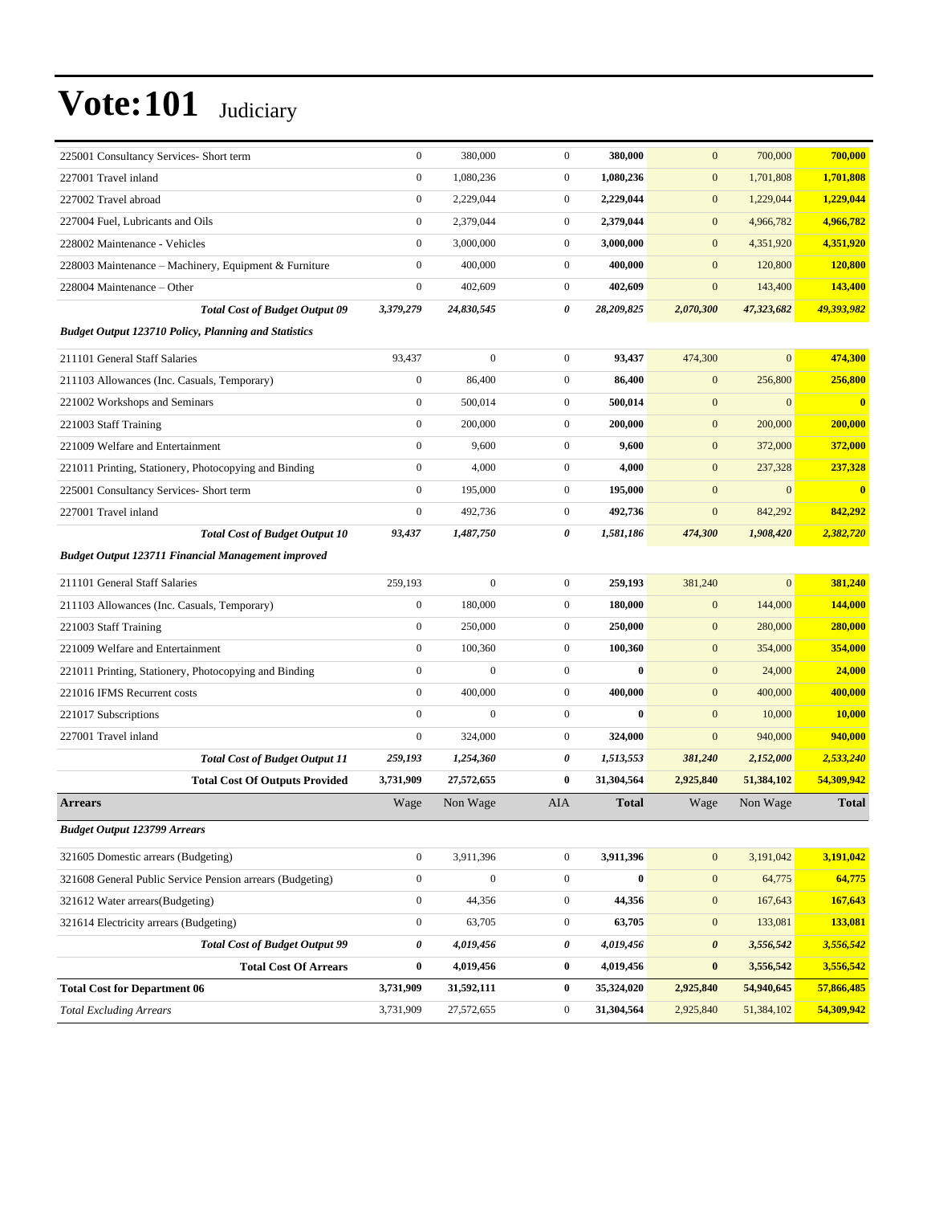# Vote:101 Judiciary

| | | | | | | | |
|---|---|---|---|---|---|---|---|
| 225001 Consultancy Services- Short term | 0 | 380,000 | 0 | **380,000** | 0 | 700,000 | **700,000** |
| 227001 Travel inland | 0 | 1,080,236 | 0 | **1,080,236** | 0 | 1,701,808 | **1,701,808** |
| 227002 Travel abroad | 0 | 2,229,044 | 0 | **2,229,044** | 0 | 1,229,044 | **1,229,044** |
| 227004 Fuel, Lubricants and Oils | 0 | 2,379,044 | 0 | **2,379,044** | 0 | 4,966,782 | **4,966,782** |
| 228002 Maintenance - Vehicles | 0 | 3,000,000 | 0 | **3,000,000** | 0 | 4,351,920 | **4,351,920** |
| 228003 Maintenance – Machinery, Equipment & Furniture | 0 | 400,000 | 0 | **400,000** | 0 | 120,800 | **120,800** |
| 228004 Maintenance – Other | 0 | 402,609 | 0 | **402,609** | 0 | 143,400 | **143,400** |
| ***Total Cost of Budget Output 09*** | ***3,379,279*** | ***24,830,545*** | ***0*** | ***28,209,825*** | ***2,070,300*** | ***47,323,682*** | ***49,393,982*** |
| ***Budget Output 123710 Policy, Planning and Statistics*** | | | | | | | |
| 211101 General Staff Salaries | 93,437 | 0 | 0 | **93,437** | 474,300 | 0 | **474,300** |
| 211103 Allowances (Inc. Casuals, Temporary) | 0 | 86,400 | 0 | **86,400** | 0 | 256,800 | **256,800** |
| 221002 Workshops and Seminars | 0 | 500,014 | 0 | **500,014** | 0 | 0 | **0** |
| 221003 Staff Training | 0 | 200,000 | 0 | **200,000** | 0 | 200,000 | **200,000** |
| 221009 Welfare and Entertainment | 0 | 9,600 | 0 | **9,600** | 0 | 372,000 | **372,000** |
| 221011 Printing, Stationery, Photocopying and Binding | 0 | 4,000 | 0 | **4,000** | 0 | 237,328 | **237,328** |
| 225001 Consultancy Services- Short term | 0 | 195,000 | 0 | **195,000** | 0 | 0 | **0** |
| 227001 Travel inland | 0 | 492,736 | 0 | **492,736** | 0 | 842,292 | **842,292** |
| ***Total Cost of Budget Output 10*** | ***93,437*** | ***1,487,750*** | ***0*** | ***1,581,186*** | ***474,300*** | ***1,908,420*** | ***2,382,720*** |
| ***Budget Output 123711 Financial Management improved*** | | | | | | | |
| 211101 General Staff Salaries | 259,193 | 0 | 0 | **259,193** | 381,240 | 0 | **381,240** |
| 211103 Allowances (Inc. Casuals, Temporary) | 0 | 180,000 | 0 | **180,000** | 0 | 144,000 | **144,000** |
| 221003 Staff Training | 0 | 250,000 | 0 | **250,000** | 0 | 280,000 | **280,000** |
| 221009 Welfare and Entertainment | 0 | 100,360 | 0 | **100,360** | 0 | 354,000 | **354,000** |
| 221011 Printing, Stationery, Photocopying and Binding | 0 | 0 | 0 | **0** | 0 | 24,000 | **24,000** |
| 221016 IFMS Recurrent costs | 0 | 400,000 | 0 | **400,000** | 0 | 400,000 | **400,000** |
| 221017 Subscriptions | 0 | 0 | 0 | **0** | 0 | 10,000 | **10,000** |
| 227001 Travel inland | 0 | 324,000 | 0 | **324,000** | 0 | 940,000 | **940,000** |
| ***Total Cost of Budget Output 11*** | ***259,193*** | ***1,254,360*** | ***0*** | ***1,513,553*** | ***381,240*** | ***2,152,000*** | ***2,533,240*** |
| **Total Cost Of Outputs Provided** | **3,731,909** | **27,572,655** | **0** | **31,304,564** | **2,925,840** | **51,384,102** | **54,309,942** |
| **Arrears** | Wage | Non Wage | AIA | **Total** | Wage | Non Wage | **Total** |
| ***Budget Output 123799 Arrears*** | | | | | | | |
| 321605 Domestic arrears (Budgeting) | 0 | 3,911,396 | 0 | **3,911,396** | 0 | 3,191,042 | **3,191,042** |
| 321608 General Public Service Pension arrears (Budgeting) | 0 | 0 | 0 | **0** | 0 | 64,775 | **64,775** |
| 321612 Water arrears(Budgeting) | 0 | 44,356 | 0 | **44,356** | 0 | 167,643 | **167,643** |
| 321614 Electricity arrears (Budgeting) | 0 | 63,705 | 0 | **63,705** | 0 | 133,081 | **133,081** |
| ***Total Cost of Budget Output 99*** | ***0*** | ***4,019,456*** | ***0*** | ***4,019,456*** | ***0*** | ***3,556,542*** | ***3,556,542*** |
| **Total Cost Of Arrears** | **0** | **4,019,456** | **0** | **4,019,456** | **0** | **3,556,542** | **3,556,542** |
| **Total Cost for Department 06** | **3,731,909** | **31,592,111** | **0** | **35,324,020** | **2,925,840** | **54,940,645** | **57,866,485** |
| *Total Excluding Arrears* | 3,731,909 | 27,572,655 | 0 | **31,304,564** | 2,925,840 | 51,384,102 | **54,309,942** |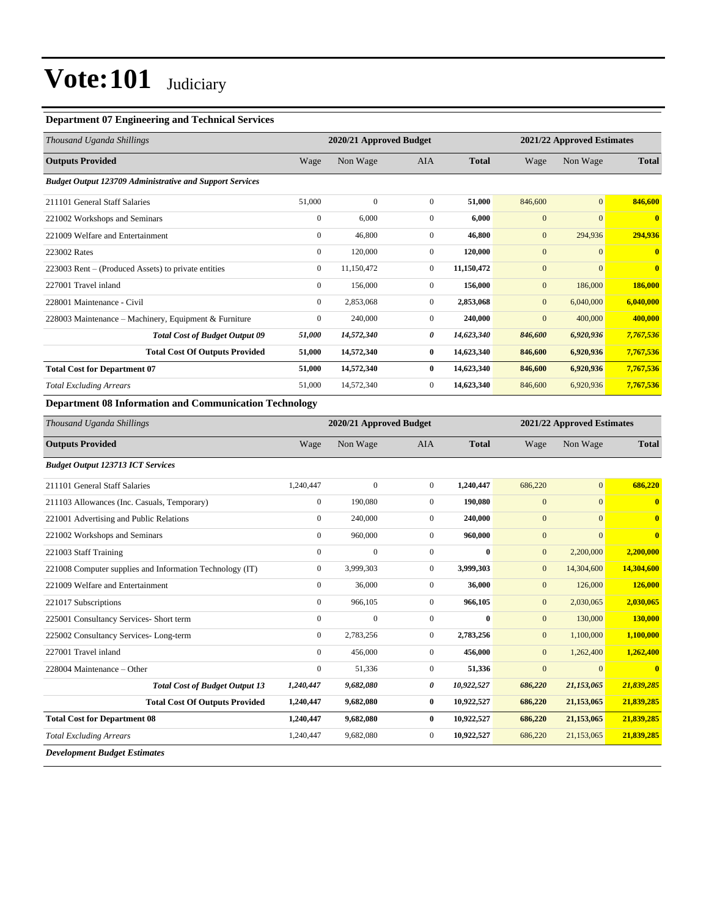# Vote:101 Judiciary

### Department 07 Engineering and Technical Services

| *Thousand Uganda Shillings* | 2020/21 Approved Budget | | | | 2021/22 Approved Estimates | | |
|---|---|---|---|---|---|---|---|
| **Outputs Provided** | Wage | Non Wage | AIA | **Total** | Wage | Non Wage | **Total** |
| ***Budget Output 123709 Administrative and Support Services*** | | | | | | | |
| 211101 General Staff Salaries | 51,000 | 0 | 0 | **51,000** | 846,600 | 0 | **846,600** |
| 221002 Workshops and Seminars | 0 | 6,000 | 0 | **6,000** | 0 | 0 | **0** |
| 221009 Welfare and Entertainment | 0 | 46,800 | 0 | **46,800** | 0 | 294,936 | **294,936** |
| 223002 Rates | 0 | 120,000 | 0 | **120,000** | 0 | 0 | **0** |
| 223003 Rent – (Produced Assets) to private entities | 0 | 11,150,472 | 0 | **11,150,472** | 0 | 0 | **0** |
| 227001 Travel inland | 0 | 156,000 | 0 | **156,000** | 0 | 186,000 | **186,000** |
| 228001 Maintenance - Civil | 0 | 2,853,068 | 0 | **2,853,068** | 0 | 6,040,000 | **6,040,000** |
| 228003 Maintenance – Machinery, Equipment & Furniture | 0 | 240,000 | 0 | **240,000** | 0 | 400,000 | **400,000** |
| ***Total Cost of Budget Output 09*** | ***51,000*** | ***14,572,340*** | ***0*** | ***14,623,340*** | ***846,600*** | ***6,920,936*** | ***7,767,536*** |
| **Total Cost Of Outputs Provided** | **51,000** | **14,572,340** | **0** | **14,623,340** | **846,600** | **6,920,936** | **7,767,536** |
| **Total Cost for Department 07** | **51,000** | **14,572,340** | **0** | **14,623,340** | **846,600** | **6,920,936** | **7,767,536** |
| *Total Excluding Arrears* | 51,000 | 14,572,340 | 0 | **14,623,340** | 846,600 | 6,920,936 | **7,767,536** |

### Department 08 Information and Communication Technology

| *Thousand Uganda Shillings* | 2020/21 Approved Budget | | | | 2021/22 Approved Estimates | | |
|---|---|---|---|---|---|---|---|
| **Outputs Provided** | Wage | Non Wage | AIA | **Total** | Wage | Non Wage | **Total** |
| ***Budget Output 123713 ICT Services*** | | | | | | | |
| 211101 General Staff Salaries | 1,240,447 | 0 | 0 | **1,240,447** | 686,220 | 0 | **686,220** |
| 211103 Allowances (Inc. Casuals, Temporary) | 0 | 190,080 | 0 | **190,080** | 0 | 0 | **0** |
| 221001 Advertising and Public Relations | 0 | 240,000 | 0 | **240,000** | 0 | 0 | **0** |
| 221002 Workshops and Seminars | 0 | 960,000 | 0 | **960,000** | 0 | 0 | **0** |
| 221003 Staff Training | 0 | 0 | 0 | **0** | 0 | 2,200,000 | **2,200,000** |
| 221008 Computer supplies and Information Technology (IT) | 0 | 3,999,303 | 0 | **3,999,303** | 0 | 14,304,600 | **14,304,600** |
| 221009 Welfare and Entertainment | 0 | 36,000 | 0 | **36,000** | 0 | 126,000 | **126,000** |
| 221017 Subscriptions | 0 | 966,105 | 0 | **966,105** | 0 | 2,030,065 | **2,030,065** |
| 225001 Consultancy Services- Short term | 0 | 0 | 0 | **0** | 0 | 130,000 | **130,000** |
| 225002 Consultancy Services- Long-term | 0 | 2,783,256 | 0 | **2,783,256** | 0 | 1,100,000 | **1,100,000** |
| 227001 Travel inland | 0 | 456,000 | 0 | **456,000** | 0 | 1,262,400 | **1,262,400** |
| 228004 Maintenance – Other | 0 | 51,336 | 0 | **51,336** | 0 | 0 | **0** |
| ***Total Cost of Budget Output 13*** | ***1,240,447*** | ***9,682,080*** | ***0*** | ***10,922,527*** | ***686,220*** | ***21,153,065*** | ***21,839,285*** |
| **Total Cost Of Outputs Provided** | **1,240,447** | **9,682,080** | **0** | **10,922,527** | **686,220** | **21,153,065** | **21,839,285** |
| **Total Cost for Department 08** | **1,240,447** | **9,682,080** | **0** | **10,922,527** | **686,220** | **21,153,065** | **21,839,285** |
| *Total Excluding Arrears* | 1,240,447 | 9,682,080 | 0 | **10,922,527** | 686,220 | 21,153,065 | **21,839,285** |

***Development Budget Estimates***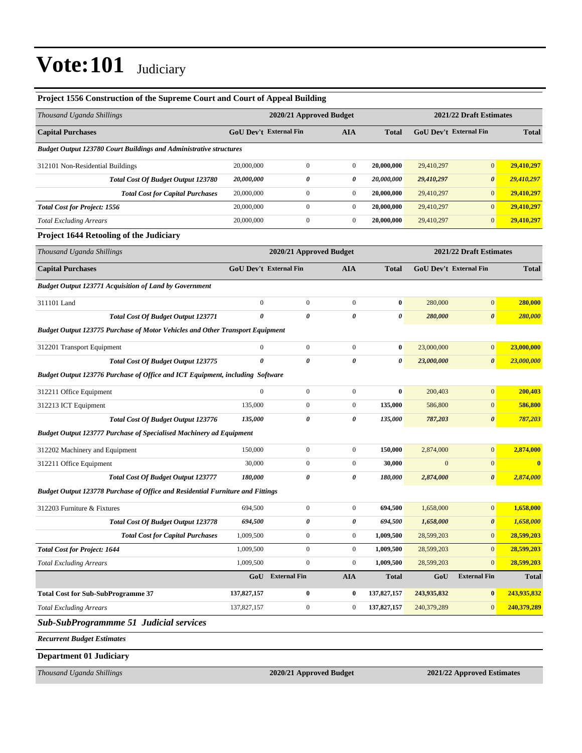# Vote:101 Judiciary

### Project 1556 Construction of the Supreme Court and Court of Appeal Building

| *Thousand Uganda Shillings* | 2020/21 Approved Budget | | | | 2021/22 Draft Estimates | | |
|---|---|---|---|---|---|---|---|
| **Capital Purchases** | **GoU Dev't** | **External Fin** | **AIA** | **Total** | **GoU Dev't** | **External Fin** | **Total** |
| ***Budget Output 123780 Court Buildings and Administrative structures*** | | | | | | | |
| 312101 Non-Residential Buildings | 20,000,000 | 0 | 0 | **20,000,000** | 29,410,297 | 0 | **29,410,297** |
| ***Total Cost Of Budget Output 123780*** | ***20,000,000*** | ***0*** | ***0*** | ***20,000,000*** | ***29,410,297*** | ***0*** | ***29,410,297*** |
| ***Total Cost for Capital Purchases*** | 20,000,000 | 0 | 0 | **20,000,000** | 29,410,297 | 0 | **29,410,297** |
| ***Total Cost for Project: 1556*** | 20,000,000 | 0 | 0 | **20,000,000** | 29,410,297 | 0 | **29,410,297** |
| *Total Excluding Arrears* | 20,000,000 | 0 | 0 | **20,000,000** | 29,410,297 | 0 | **29,410,297** |

### Project 1644 Retooling of the Judiciary

| *Thousand Uganda Shillings* | 2020/21 Approved Budget | | | | 2021/22 Draft Estimates | | |
|---|---|---|---|---|---|---|---|
| **Capital Purchases** | **GoU Dev't** | **External Fin** | **AIA** | **Total** | **GoU Dev't** | **External Fin** | **Total** |
| ***Budget Output 123771 Acquisition of Land by Government*** | | | | | | | |
| 311101 Land | 0 | 0 | 0 | **0** | 280,000 | 0 | **280,000** |
| ***Total Cost Of Budget Output 123771*** | ***0*** | ***0*** | ***0*** | ***0*** | ***280,000*** | ***0*** | ***280,000*** |
| ***Budget Output 123775 Purchase of Motor Vehicles and Other Transport Equipment*** | | | | | | | |
| 312201 Transport Equipment | 0 | 0 | 0 | **0** | 23,000,000 | 0 | **23,000,000** |
| ***Total Cost Of Budget Output 123775*** | ***0*** | ***0*** | ***0*** | ***0*** | ***23,000,000*** | ***0*** | ***23,000,000*** |
| ***Budget Output 123776 Purchase of Office and ICT Equipment, including Software*** | | | | | | | |
| 312211 Office Equipment | 0 | 0 | 0 | **0** | 200,403 | 0 | **200,403** |
| 312213 ICT Equipment | 135,000 | 0 | 0 | **135,000** | 586,800 | 0 | **586,800** |
| ***Total Cost Of Budget Output 123776*** | ***135,000*** | ***0*** | ***0*** | ***135,000*** | ***787,203*** | ***0*** | ***787,203*** |
| ***Budget Output 123777 Purchase of Specialised Machinery ad Equipment*** | | | | | | | |
| 312202 Machinery and Equipment | 150,000 | 0 | 0 | **150,000** | 2,874,000 | 0 | **2,874,000** |
| 312211 Office Equipment | 30,000 | 0 | 0 | **30,000** | 0 | 0 | **0** |
| ***Total Cost Of Budget Output 123777*** | ***180,000*** | ***0*** | ***0*** | ***180,000*** | ***2,874,000*** | ***0*** | ***2,874,000*** |
| ***Budget Output 123778 Purchase of Office and Residential Furniture and Fittings*** | | | | | | | |
| 312203 Furniture & Fixtures | 694,500 | 0 | 0 | **694,500** | 1,658,000 | 0 | **1,658,000** |
| ***Total Cost Of Budget Output 123778*** | ***694,500*** | ***0*** | ***0*** | ***694,500*** | ***1,658,000*** | ***0*** | ***1,658,000*** |
| ***Total Cost for Capital Purchases*** | 1,009,500 | 0 | 0 | **1,009,500** | 28,599,203 | 0 | **28,599,203** |
| ***Total Cost for Project: 1644*** | 1,009,500 | 0 | 0 | **1,009,500** | 28,599,203 | 0 | **28,599,203** |
| *Total Excluding Arrears* | 1,009,500 | 0 | 0 | **1,009,500** | 28,599,203 | 0 | **28,599,203** |
| | **GoU** | **External Fin** | **AIA** | **Total** | **GoU** | **External Fin** | **Total** |
| **Total Cost for Sub-SubProgramme 37** | **137,827,157** | **0** | **0** | **137,827,157** | **243,935,832** | **0** | **243,935,832** |
| *Total Excluding Arrears* | 137,827,157 | 0 | 0 | **137,827,157** | 240,379,289 | 0 | **240,379,289** |

## *Sub-SubProgrammme 51 Judicial services*

***Recurrent Budget Estimates***

### Department 01 Judiciary

| *Thousand Uganda Shillings* | 2020/21 Approved Budget | 2021/22 Approved Estimates |
|---|---|---|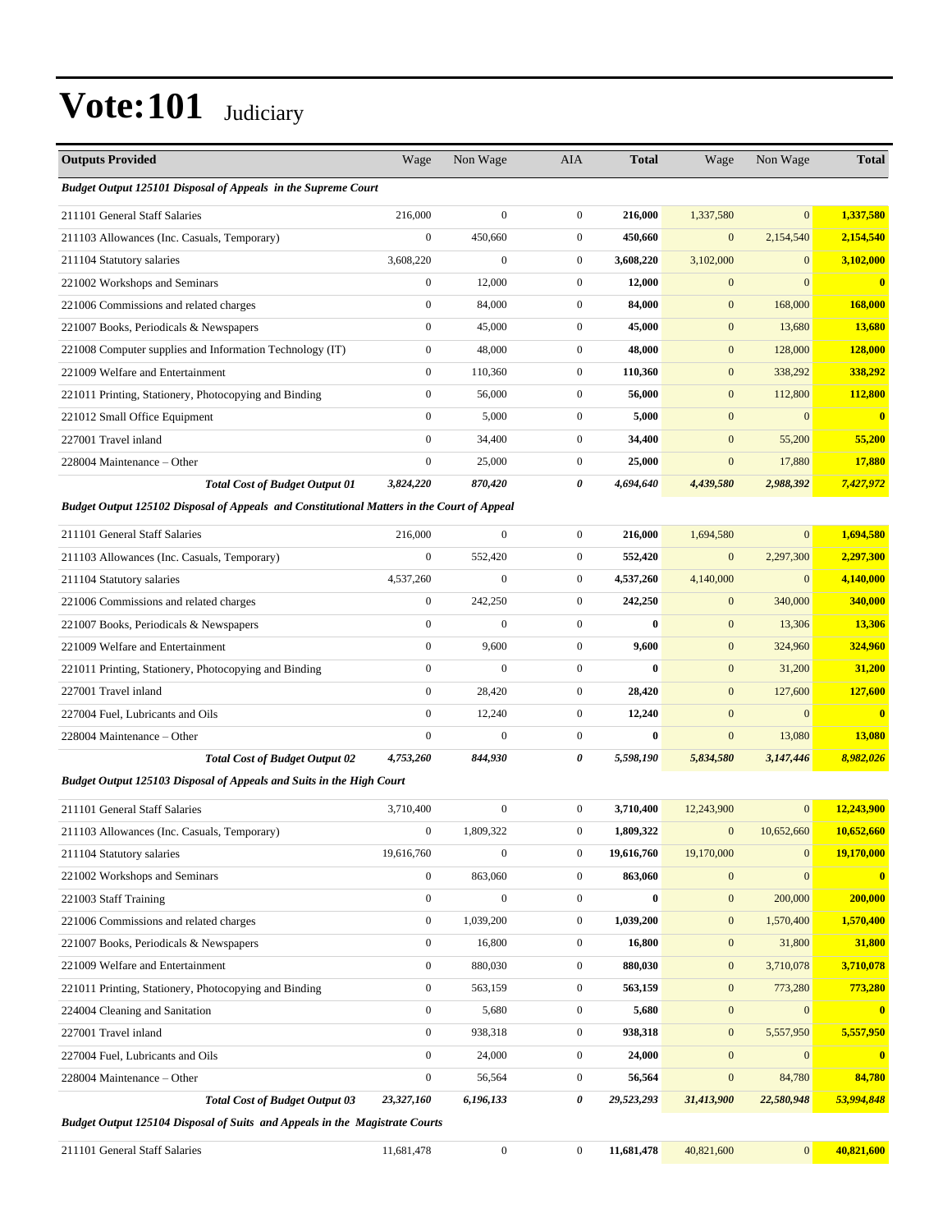# Vote:101 Judiciary

| Outputs Provided | Wage | Non Wage | AIA | Total | Wage | Non Wage | Total |
|---|---|---|---|---|---|---|---|
| ***Budget Output 125101 Disposal of Appeals in the Supreme Court*** | | | | | | | |
| 211101 General Staff Salaries | 216,000 | 0 | 0 | **216,000** | 1,337,580 | 0 | **1,337,580** |
| 211103 Allowances (Inc. Casuals, Temporary) | 0 | 450,660 | 0 | **450,660** | 0 | 2,154,540 | **2,154,540** |
| 211104 Statutory salaries | 3,608,220 | 0 | 0 | **3,608,220** | 3,102,000 | 0 | **3,102,000** |
| 221002 Workshops and Seminars | 0 | 12,000 | 0 | **12,000** | 0 | 0 | **0** |
| 221006 Commissions and related charges | 0 | 84,000 | 0 | **84,000** | 0 | 168,000 | **168,000** |
| 221007 Books, Periodicals & Newspapers | 0 | 45,000 | 0 | **45,000** | 0 | 13,680 | **13,680** |
| 221008 Computer supplies and Information Technology (IT) | 0 | 48,000 | 0 | **48,000** | 0 | 128,000 | **128,000** |
| 221009 Welfare and Entertainment | 0 | 110,360 | 0 | **110,360** | 0 | 338,292 | **338,292** |
| 221011 Printing, Stationery, Photocopying and Binding | 0 | 56,000 | 0 | **56,000** | 0 | 112,800 | **112,800** |
| 221012 Small Office Equipment | 0 | 5,000 | 0 | **5,000** | 0 | 0 | **0** |
| 227001 Travel inland | 0 | 34,400 | 0 | **34,400** | 0 | 55,200 | **55,200** |
| 228004 Maintenance – Other | 0 | 25,000 | 0 | **25,000** | 0 | 17,880 | **17,880** |
| ***Total Cost of Budget Output 01*** | ***3,824,220*** | ***870,420*** | ***0*** | ***4,694,640*** | ***4,439,580*** | ***2,988,392*** | ***7,427,972*** |
| ***Budget Output 125102 Disposal of Appeals and Constitutional Matters in the Court of Appeal*** | | | | | | | |
| 211101 General Staff Salaries | 216,000 | 0 | 0 | **216,000** | 1,694,580 | 0 | **1,694,580** |
| 211103 Allowances (Inc. Casuals, Temporary) | 0 | 552,420 | 0 | **552,420** | 0 | 2,297,300 | **2,297,300** |
| 211104 Statutory salaries | 4,537,260 | 0 | 0 | **4,537,260** | 4,140,000 | 0 | **4,140,000** |
| 221006 Commissions and related charges | 0 | 242,250 | 0 | **242,250** | 0 | 340,000 | **340,000** |
| 221007 Books, Periodicals & Newspapers | 0 | 0 | 0 | **0** | 0 | 13,306 | **13,306** |
| 221009 Welfare and Entertainment | 0 | 9,600 | 0 | **9,600** | 0 | 324,960 | **324,960** |
| 221011 Printing, Stationery, Photocopying and Binding | 0 | 0 | 0 | **0** | 0 | 31,200 | **31,200** |
| 227001 Travel inland | 0 | 28,420 | 0 | **28,420** | 0 | 127,600 | **127,600** |
| 227004 Fuel, Lubricants and Oils | 0 | 12,240 | 0 | **12,240** | 0 | 0 | **0** |
| 228004 Maintenance – Other | 0 | 0 | 0 | **0** | 0 | 13,080 | **13,080** |
| ***Total Cost of Budget Output 02*** | ***4,753,260*** | ***844,930*** | ***0*** | ***5,598,190*** | ***5,834,580*** | ***3,147,446*** | ***8,982,026*** |
| ***Budget Output 125103 Disposal of Appeals and Suits in the High Court*** | | | | | | | |
| 211101 General Staff Salaries | 3,710,400 | 0 | 0 | **3,710,400** | 12,243,900 | 0 | **12,243,900** |
| 211103 Allowances (Inc. Casuals, Temporary) | 0 | 1,809,322 | 0 | **1,809,322** | 0 | 10,652,660 | **10,652,660** |
| 211104 Statutory salaries | 19,616,760 | 0 | 0 | **19,616,760** | 19,170,000 | 0 | **19,170,000** |
| 221002 Workshops and Seminars | 0 | 863,060 | 0 | **863,060** | 0 | 0 | **0** |
| 221003 Staff Training | 0 | 0 | 0 | **0** | 0 | 200,000 | **200,000** |
| 221006 Commissions and related charges | 0 | 1,039,200 | 0 | **1,039,200** | 0 | 1,570,400 | **1,570,400** |
| 221007 Books, Periodicals & Newspapers | 0 | 16,800 | 0 | **16,800** | 0 | 31,800 | **31,800** |
| 221009 Welfare and Entertainment | 0 | 880,030 | 0 | **880,030** | 0 | 3,710,078 | **3,710,078** |
| 221011 Printing, Stationery, Photocopying and Binding | 0 | 563,159 | 0 | **563,159** | 0 | 773,280 | **773,280** |
| 224004 Cleaning and Sanitation | 0 | 5,680 | 0 | **5,680** | 0 | 0 | **0** |
| 227001 Travel inland | 0 | 938,318 | 0 | **938,318** | 0 | 5,557,950 | **5,557,950** |
| 227004 Fuel, Lubricants and Oils | 0 | 24,000 | 0 | **24,000** | 0 | 0 | **0** |
| 228004 Maintenance – Other | 0 | 56,564 | 0 | **56,564** | 0 | 84,780 | **84,780** |
| ***Total Cost of Budget Output 03*** | ***23,327,160*** | ***6,196,133*** | ***0*** | ***29,523,293*** | ***31,413,900*** | ***22,580,948*** | ***53,994,848*** |
| ***Budget Output 125104 Disposal of Suits and Appeals in the Magistrate Courts*** | | | | | | | |
| 211101 General Staff Salaries | 11,681,478 | 0 | 0 | **11,681,478** | 40,821,600 | 0 | **40,821,600** |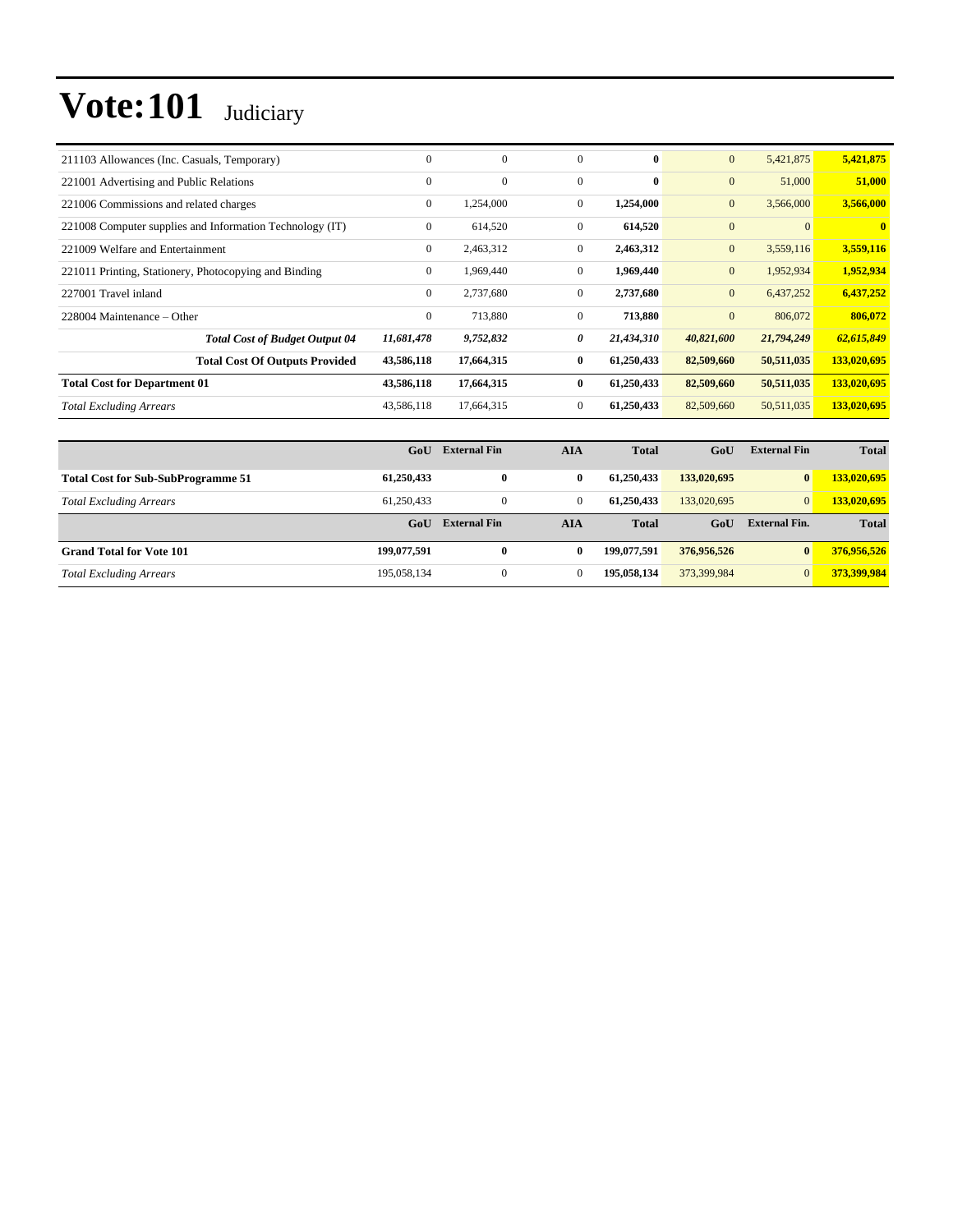# Vote:101 Judiciary

| | | | | | | | |
|---|---|---|---|---|---|---|---|
| 211103 Allowances (Inc. Casuals, Temporary) | 0 | 0 | 0 | **0** | 0 | 5,421,875 | **5,421,875** |
| 221001 Advertising and Public Relations | 0 | 0 | 0 | **0** | 0 | 51,000 | **51,000** |
| 221006 Commissions and related charges | 0 | 1,254,000 | 0 | **1,254,000** | 0 | 3,566,000 | **3,566,000** |
| 221008 Computer supplies and Information Technology (IT) | 0 | 614,520 | 0 | **614,520** | 0 | 0 | **0** |
| 221009 Welfare and Entertainment | 0 | 2,463,312 | 0 | **2,463,312** | 0 | 3,559,116 | **3,559,116** |
| 221011 Printing, Stationery, Photocopying and Binding | 0 | 1,969,440 | 0 | **1,969,440** | 0 | 1,952,934 | **1,952,934** |
| 227001 Travel inland | 0 | 2,737,680 | 0 | **2,737,680** | 0 | 6,437,252 | **6,437,252** |
| 228004 Maintenance – Other | 0 | 713,880 | 0 | **713,880** | 0 | 806,072 | **806,072** |
| ***Total Cost of Budget Output 04*** | ***11,681,478*** | ***9,752,832*** | ***0*** | ***21,434,310*** | ***40,821,600*** | ***21,794,249*** | ***62,615,849*** |
| **Total Cost Of Outputs Provided** | **43,586,118** | **17,664,315** | **0** | **61,250,433** | **82,509,660** | **50,511,035** | **133,020,695** |
| **Total Cost for Department 01** | **43,586,118** | **17,664,315** | **0** | **61,250,433** | **82,509,660** | **50,511,035** | **133,020,695** |
| *Total Excluding Arrears* | 43,586,118 | 17,664,315 | 0 | **61,250,433** | 82,509,660 | 50,511,035 | **133,020,695** |

| | GoU | External Fin | AIA | Total | GoU | External Fin | Total |
|---|---|---|---|---|---|---|---|
| **Total Cost for Sub-SubProgramme 51** | **61,250,433** | **0** | **0** | **61,250,433** | **133,020,695** | **0** | **133,020,695** |
| *Total Excluding Arrears* | 61,250,433 | 0 | 0 | **61,250,433** | 133,020,695 | 0 | **133,020,695** |
| | **GoU** | **External Fin** | **AIA** | **Total** | **GoU** | **External Fin.** | **Total** |
| **Grand Total for Vote 101** | **199,077,591** | **0** | **0** | **199,077,591** | **376,956,526** | **0** | **376,956,526** |
| *Total Excluding Arrears* | 195,058,134 | 0 | 0 | **195,058,134** | 373,399,984 | 0 | **373,399,984** |